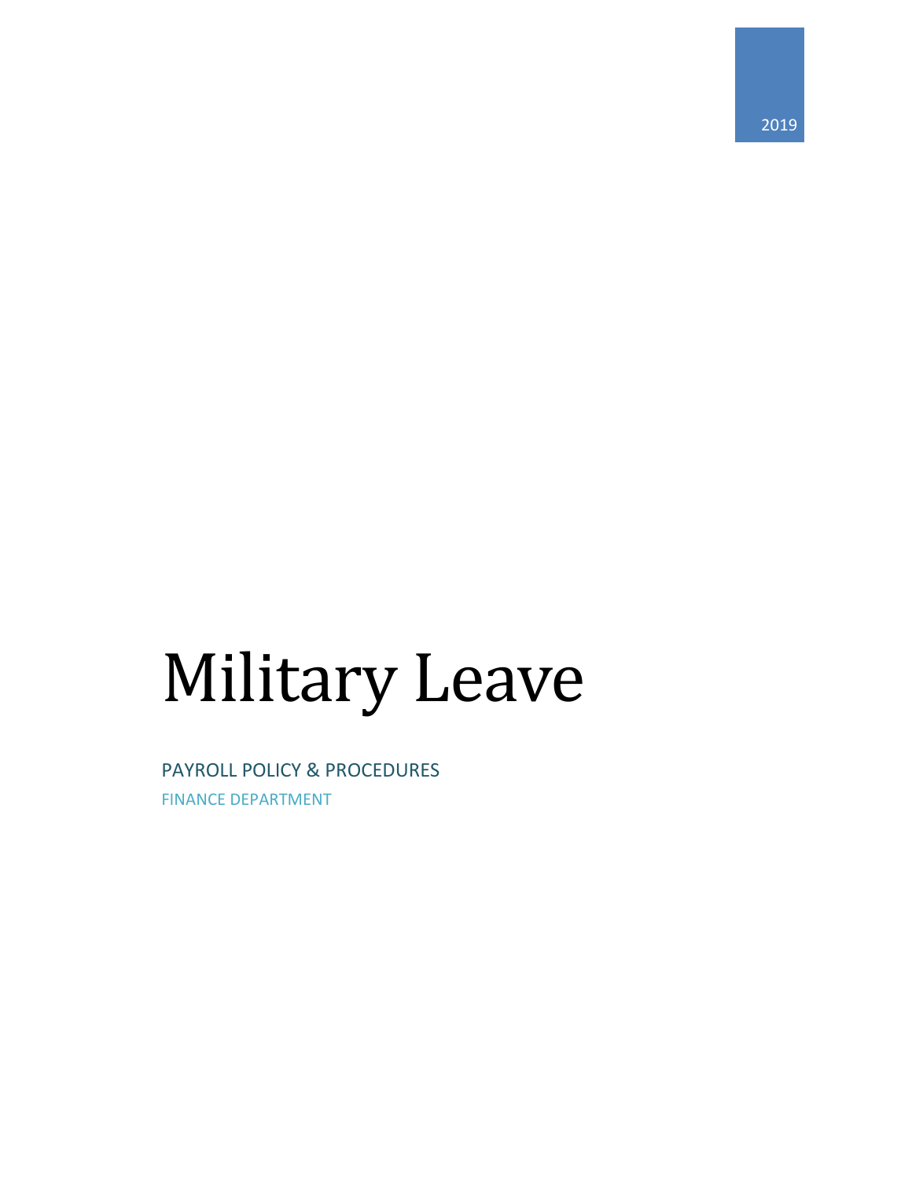2019

# Military Leave

PAYROLL POLICY & PROCEDURES

FINANCE DEPARTMENT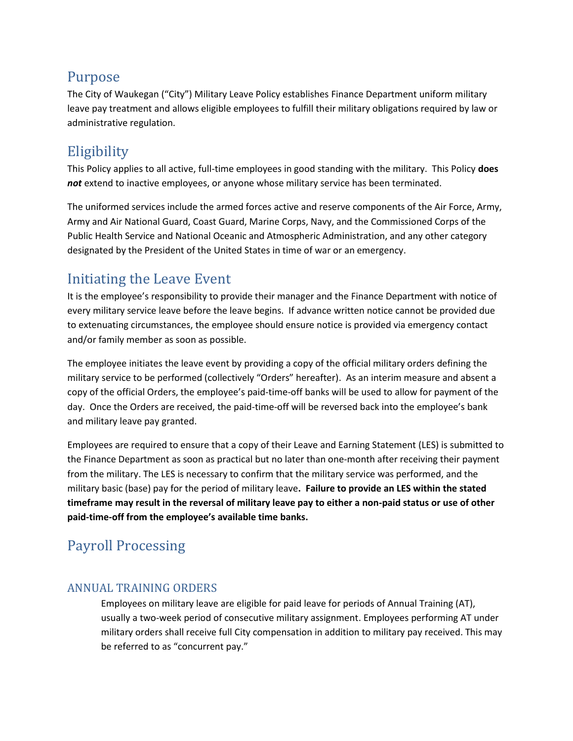## Purpose

The City of Waukegan ("City") Military Leave Policy establishes Finance Department uniform military leave pay treatment and allows eligible employees to fulfill their military obligations required by law or administrative regulation.

## Eligibility

This Policy applies to all active, full-time employees in good standing with the military. This Policy **does *not*** extend to inactive employees, or anyone whose military service has been terminated.

The uniformed services include the armed forces active and reserve components of the Air Force, Army, Army and Air National Guard, Coast Guard, Marine Corps, Navy, and the Commissioned Corps of the Public Health Service and National Oceanic and Atmospheric Administration, and any other category designated by the President of the United States in time of war or an emergency.

## Initiating the Leave Event

It is the employee's responsibility to provide their manager and the Finance Department with notice of every military service leave before the leave begins. If advance written notice cannot be provided due to extenuating circumstances, the employee should ensure notice is provided via emergency contact and/or family member as soon as possible.

The employee initiates the leave event by providing a copy of the official military orders defining the military service to be performed (collectively "Orders" hereafter). As an interim measure and absent a copy of the official Orders, the employee's paid-time-off banks will be used to allow for payment of the day. Once the Orders are received, the paid-time-off will be reversed back into the employee's bank and military leave pay granted.

Employees are required to ensure that a copy of their Leave and Earning Statement (LES) is submitted to the Finance Department as soon as practical but no later than one-month after receiving their payment from the military. The LES is necessary to confirm that the military service was performed, and the military basic (base) pay for the period of military leave**. Failure to provide an LES within the stated timeframe may result in the reversal of military leave pay to either a non-paid status or use of other paid-time-off from the employee's available time banks.**

## Payroll Processing

### ANNUAL TRAINING ORDERS

Employees on military leave are eligible for paid leave for periods of Annual Training (AT), usually a two-week period of consecutive military assignment. Employees performing AT under military orders shall receive full City compensation in addition to military pay received. This may be referred to as "concurrent pay."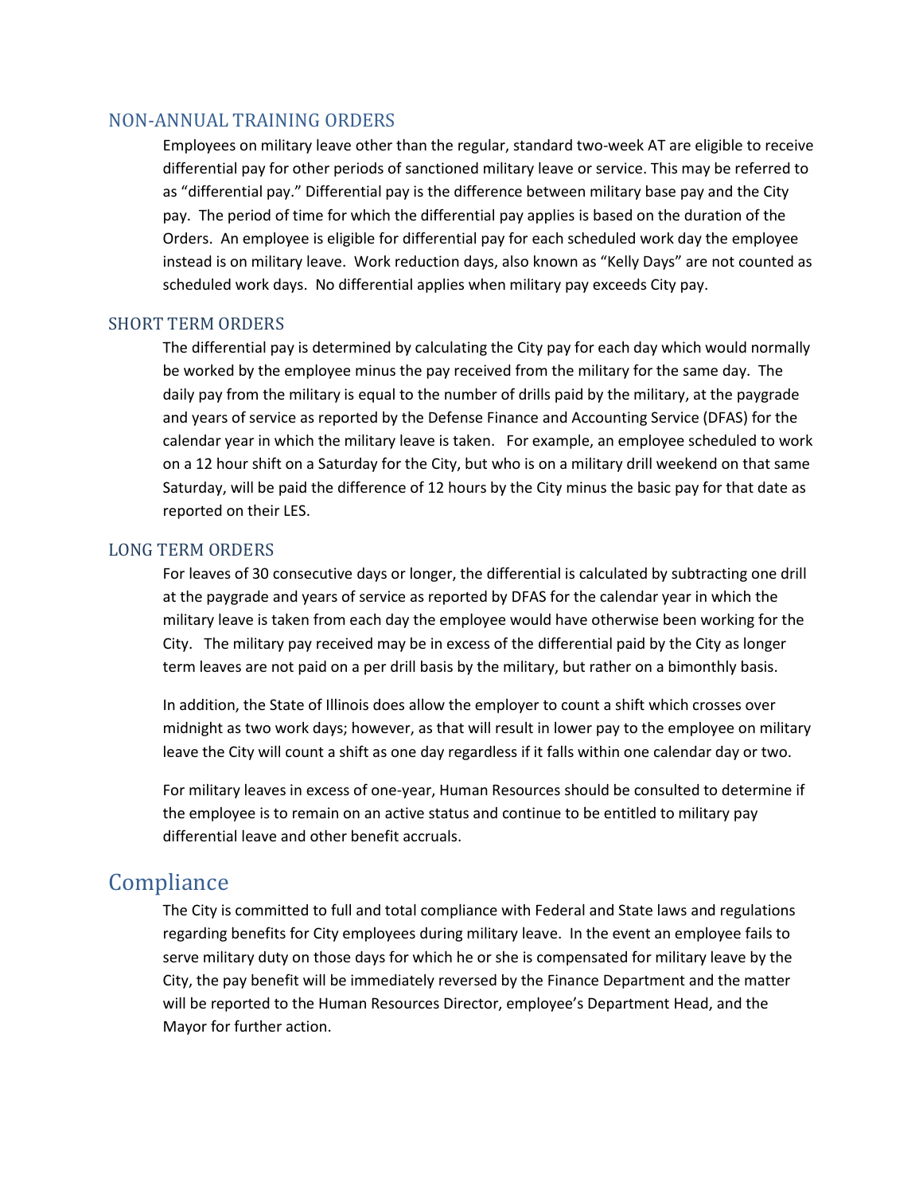### NON-ANNUAL TRAINING ORDERS

Employees on military leave other than the regular, standard two-week AT are eligible to receive differential pay for other periods of sanctioned military leave or service. This may be referred to as "differential pay." Differential pay is the difference between military base pay and the City pay. The period of time for which the differential pay applies is based on the duration of the Orders. An employee is eligible for differential pay for each scheduled work day the employee instead is on military leave. Work reduction days, also known as "Kelly Days" are not counted as scheduled work days. No differential applies when military pay exceeds City pay.

### SHORT TERM ORDERS

The differential pay is determined by calculating the City pay for each day which would normally be worked by the employee minus the pay received from the military for the same day. The daily pay from the military is equal to the number of drills paid by the military, at the paygrade and years of service as reported by the Defense Finance and Accounting Service (DFAS) for the calendar year in which the military leave is taken. For example, an employee scheduled to work on a 12 hour shift on a Saturday for the City, but who is on a military drill weekend on that same Saturday, will be paid the difference of 12 hours by the City minus the basic pay for that date as reported on their LES.

### LONG TERM ORDERS

For leaves of 30 consecutive days or longer, the differential is calculated by subtracting one drill at the paygrade and years of service as reported by DFAS for the calendar year in which the military leave is taken from each day the employee would have otherwise been working for the City. The military pay received may be in excess of the differential paid by the City as longer term leaves are not paid on a per drill basis by the military, but rather on a bimonthly basis.

In addition, the State of Illinois does allow the employer to count a shift which crosses over midnight as two work days; however, as that will result in lower pay to the employee on military leave the City will count a shift as one day regardless if it falls within one calendar day or two.

For military leaves in excess of one-year, Human Resources should be consulted to determine if the employee is to remain on an active status and continue to be entitled to military pay differential leave and other benefit accruals.

## Compliance

The City is committed to full and total compliance with Federal and State laws and regulations regarding benefits for City employees during military leave. In the event an employee fails to serve military duty on those days for which he or she is compensated for military leave by the City, the pay benefit will be immediately reversed by the Finance Department and the matter will be reported to the Human Resources Director, employee's Department Head, and the Mayor for further action.